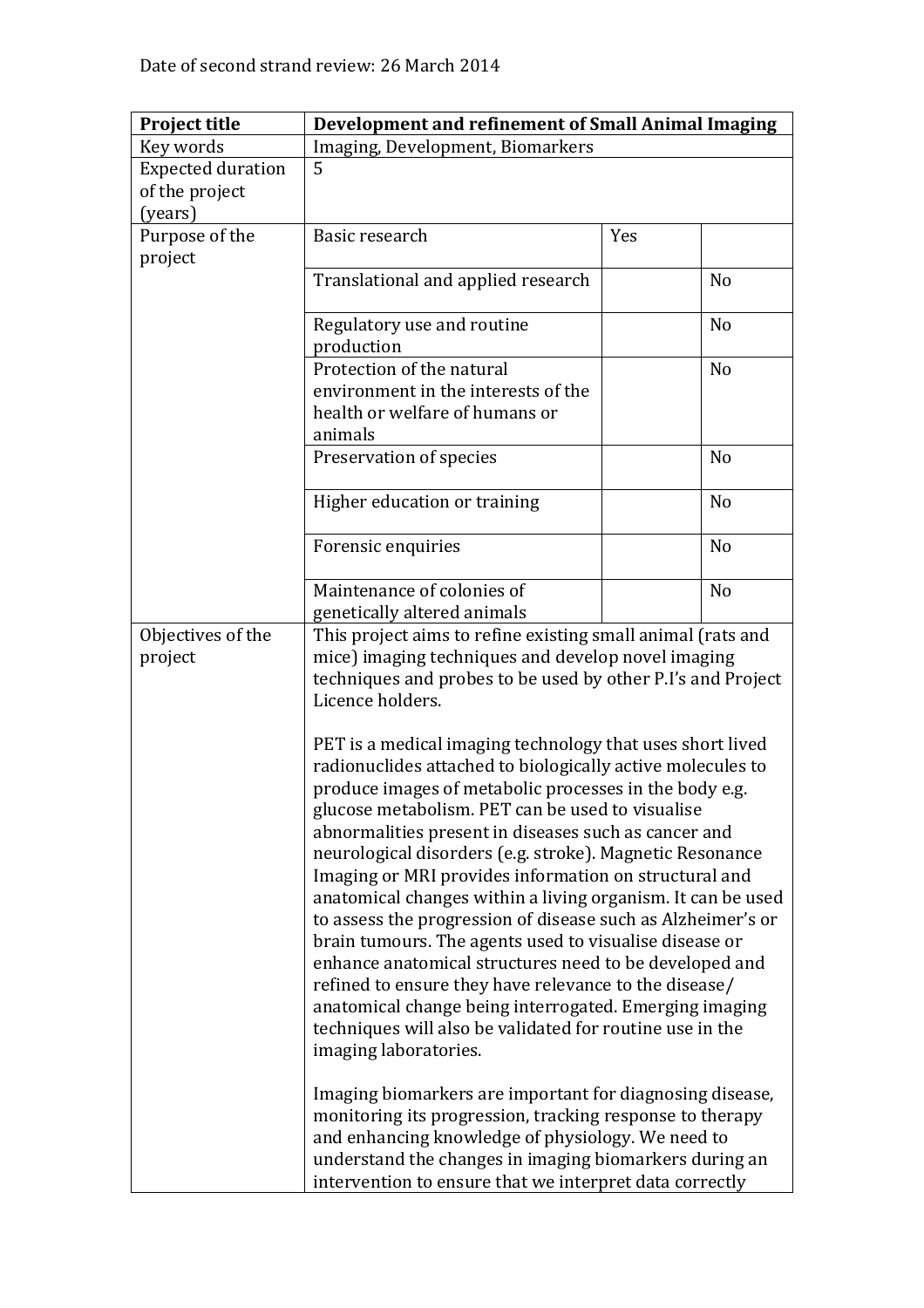Date of second strand review: 26 March 2014

| Project title | Development and refinement of Small Animal Imaging | | |
|---|---|---|---|
| Key words | Imaging, Development, Biomarkers | | |
| Expected duration of the project (years) | 5 | | |
| Purpose of the project | Basic research | Yes | |
| | Translational and applied research | | No |
| | Regulatory use and routine production | | No |
| | Protection of the natural environment in the interests of the health or welfare of humans or animals | | No |
| | Preservation of species | | No |
| | Higher education or training | | No |
| | Forensic enquiries | | No |
| | Maintenance of colonies of genetically altered animals | | No |
| Objectives of the project | This project aims to refine existing small animal (rats and mice) imaging techniques and develop novel imaging techniques and probes to be used by other P.I's and Project Licence holders.<br><br>PET is a medical imaging technology that uses short lived radionuclides attached to biologically active molecules to produce images of metabolic processes in the body e.g. glucose metabolism. PET can be used to visualise abnormalities present in diseases such as cancer and neurological disorders (e.g. stroke). Magnetic Resonance Imaging or MRI provides information on structural and anatomical changes within a living organism. It can be used to assess the progression of disease such as Alzheimer's or brain tumours. The agents used to visualise disease or enhance anatomical structures need to be developed and refined to ensure they have relevance to the disease/ anatomical change being interrogated. Emerging imaging techniques will also be validated for routine use in the imaging laboratories.<br><br>Imaging biomarkers are important for diagnosing disease, monitoring its progression, tracking response to therapy and enhancing knowledge of physiology. We need to understand the changes in imaging biomarkers during an intervention to ensure that we interpret data correctly | | |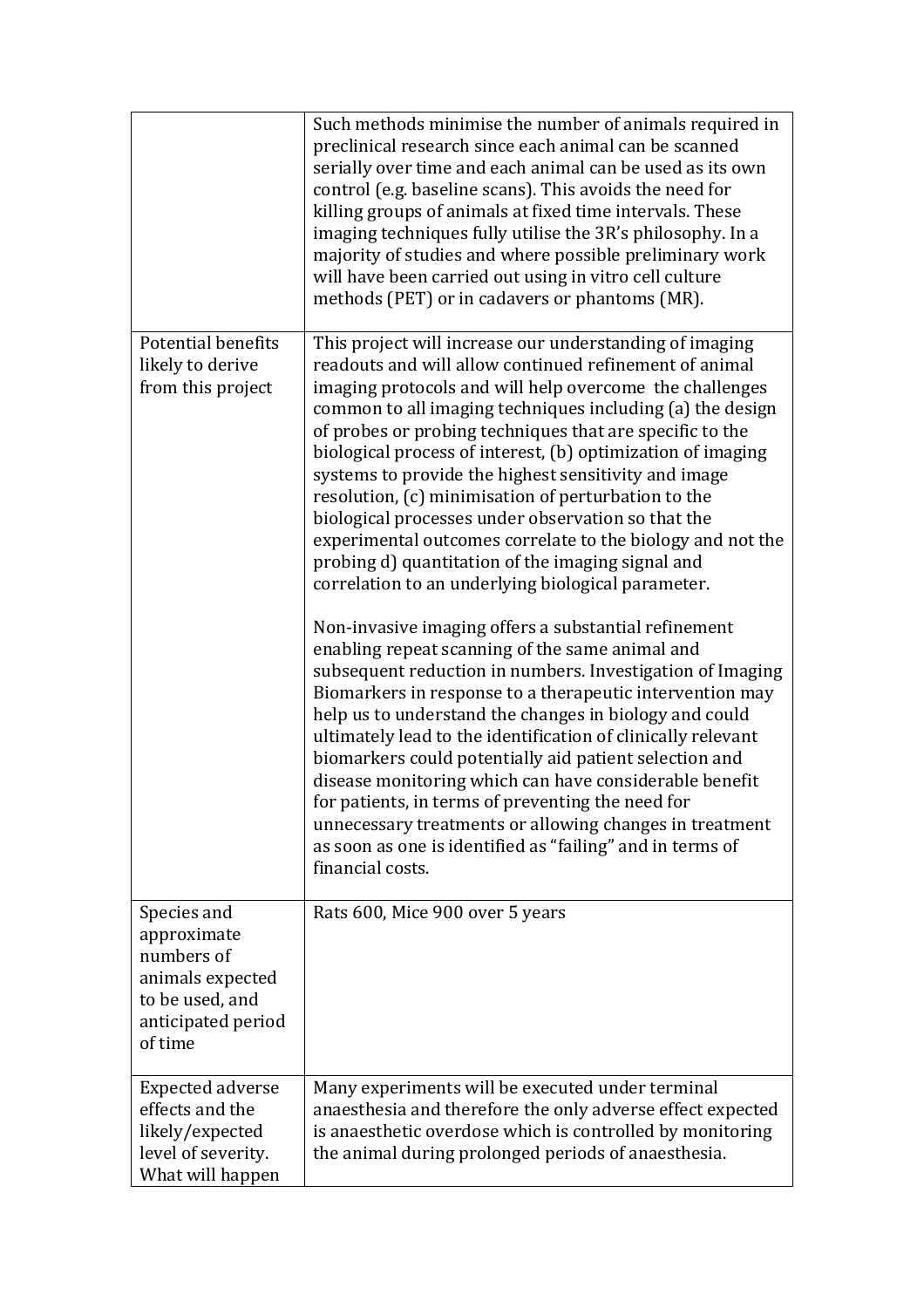| | |
|---|---|
| | Such methods minimise the number of animals required in preclinical research since each animal can be scanned serially over time and each animal can be used as its own control (e.g. baseline scans). This avoids the need for killing groups of animals at fixed time intervals. These imaging techniques fully utilise the 3R's philosophy. In a majority of studies and where possible preliminary work will have been carried out using in vitro cell culture methods (PET) or in cadavers or phantoms (MR). |
| Potential benefits likely to derive from this project | This project will increase our understanding of imaging readouts and will allow continued refinement of animal imaging protocols and will help overcome the challenges common to all imaging techniques including (a) the design of probes or probing techniques that are specific to the biological process of interest, (b) optimization of imaging systems to provide the highest sensitivity and image resolution, (c) minimisation of perturbation to the biological processes under observation so that the experimental outcomes correlate to the biology and not the probing d) quantitation of the imaging signal and correlation to an underlying biological parameter.<br><br>Non-invasive imaging offers a substantial refinement enabling repeat scanning of the same animal and subsequent reduction in numbers. Investigation of Imaging Biomarkers in response to a therapeutic intervention may help us to understand the changes in biology and could ultimately lead to the identification of clinically relevant biomarkers could potentially aid patient selection and disease monitoring which can have considerable benefit for patients, in terms of preventing the need for unnecessary treatments or allowing changes in treatment as soon as one is identified as "failing" and in terms of financial costs. |
| Species and approximate numbers of animals expected to be used, and anticipated period of time | Rats 600, Mice 900 over 5 years |
| Expected adverse effects and the likely/expected level of severity. What will happen | Many experiments will be executed under terminal anaesthesia and therefore the only adverse effect expected is anaesthetic overdose which is controlled by monitoring the animal during prolonged periods of anaesthesia. |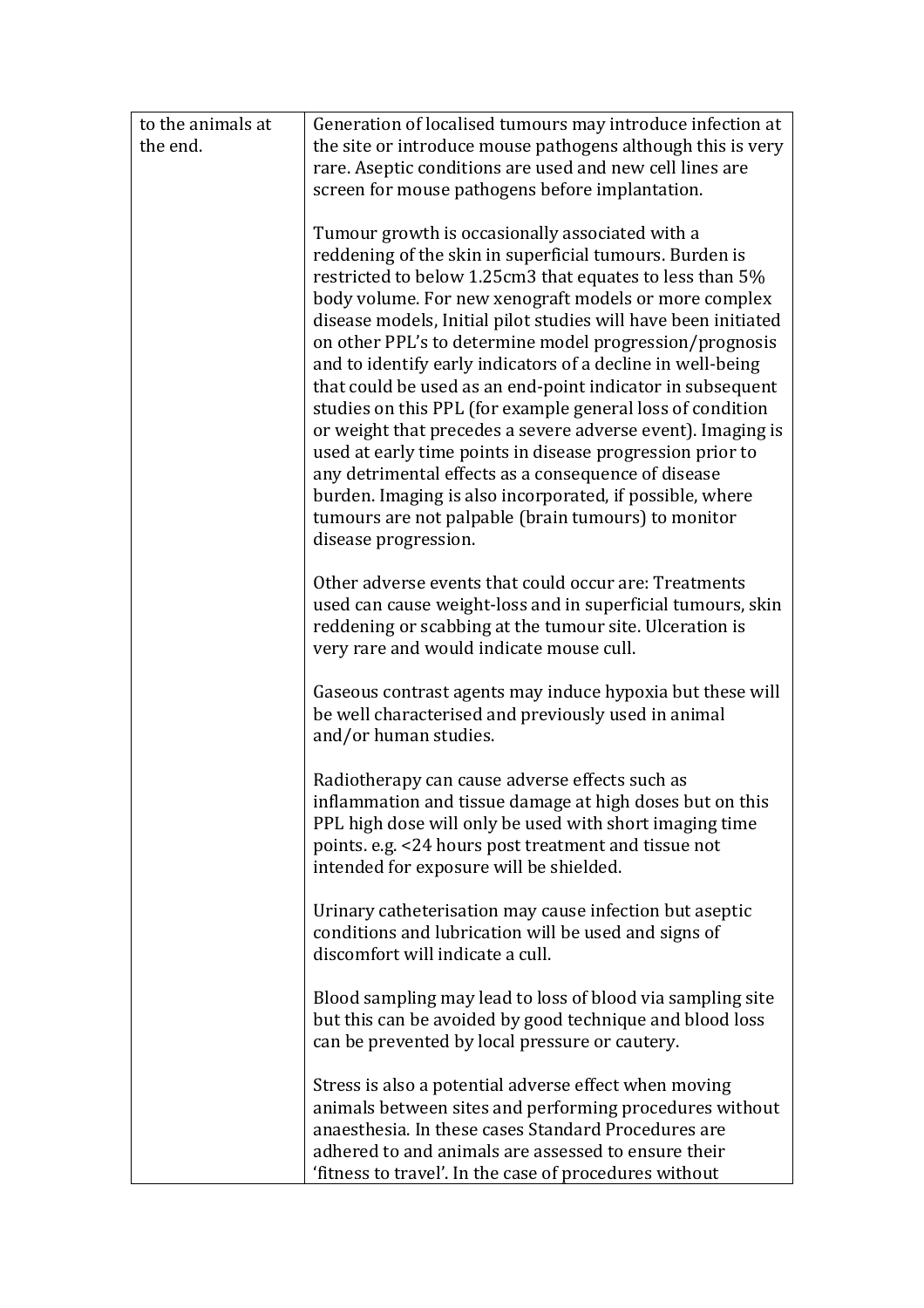| | |
|---|---|
| to the animals at the end. | Generation of localised tumours may introduce infection at the site or introduce mouse pathogens although this is very rare. Aseptic conditions are used and new cell lines are screen for mouse pathogens before implantation.<br><br>Tumour growth is occasionally associated with a reddening of the skin in superficial tumours. Burden is restricted to below $1.25cm^3$ that equates to less than 5% body volume. For new xenograft models or more complex disease models, Initial pilot studies will have been initiated on other PPL's to determine model progression/prognosis and to identify early indicators of a decline in well-being that could be used as an end-point indicator in subsequent studies on this PPL (for example general loss of condition or weight that precedes a severe adverse event). Imaging is used at early time points in disease progression prior to any detrimental effects as a consequence of disease burden. Imaging is also incorporated, if possible, where tumours are not palpable (brain tumours) to monitor disease progression.<br><br>Other adverse events that could occur are: Treatments used can cause weight-loss and in superficial tumours, skin reddening or scabbing at the tumour site. Ulceration is very rare and would indicate mouse cull.<br><br>Gaseous contrast agents may induce hypoxia but these will be well characterised and previously used in animal and/or human studies.<br><br>Radiotherapy can cause adverse effects such as inflammation and tissue damage at high doses but on this PPL high dose will only be used with short imaging time points. e.g. <24 hours post treatment and tissue not intended for exposure will be shielded.<br><br>Urinary catheterisation may cause infection but aseptic conditions and lubrication will be used and signs of discomfort will indicate a cull.<br><br>Blood sampling may lead to loss of blood via sampling site but this can be avoided by good technique and blood loss can be prevented by local pressure or cautery.<br><br>Stress is also a potential adverse effect when moving animals between sites and performing procedures without anaesthesia. In these cases Standard Procedures are adhered to and animals are assessed to ensure their 'fitness to travel'. In the case of procedures without |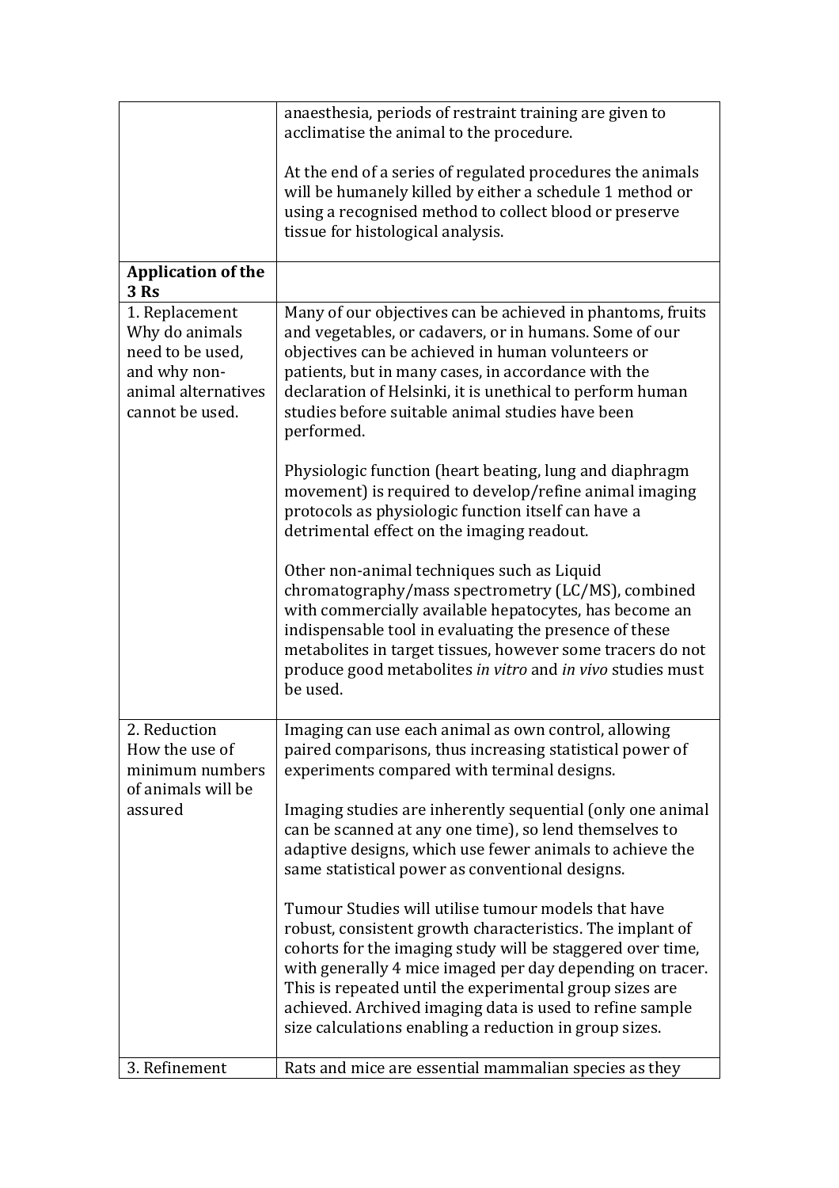| | |
|---|---|
| | anaesthesia, periods of restraint training are given to acclimatise the animal to the procedure.<br><br>At the end of a series of regulated procedures the animals will be humanely killed by either a schedule 1 method or using a recognised method to collect blood or preserve tissue for histological analysis. |
| **Application of the 3 Rs** | |
| 1. Replacement<br>Why do animals need to be used, and why non-animal alternatives cannot be used. | Many of our objectives can be achieved in phantoms, fruits and vegetables, or cadavers, or in humans. Some of our objectives can be achieved in human volunteers or patients, but in many cases, in accordance with the declaration of Helsinki, it is unethical to perform human studies before suitable animal studies have been performed.<br><br>Physiologic function (heart beating, lung and diaphragm movement) is required to develop/refine animal imaging protocols as physiologic function itself can have a detrimental effect on the imaging readout.<br><br>Other non-animal techniques such as Liquid chromatography/mass spectrometry (LC/MS), combined with commercially available hepatocytes, has become an indispensable tool in evaluating the presence of these metabolites in target tissues, however some tracers do not produce good metabolites *in vitro* and *in vivo* studies must be used. |
| 2. Reduction<br>How the use of minimum numbers of animals will be assured | Imaging can use each animal as own control, allowing paired comparisons, thus increasing statistical power of experiments compared with terminal designs.<br><br>Imaging studies are inherently sequential (only one animal can be scanned at any one time), so lend themselves to adaptive designs, which use fewer animals to achieve the same statistical power as conventional designs.<br><br>Tumour Studies will utilise tumour models that have robust, consistent growth characteristics. The implant of cohorts for the imaging study will be staggered over time, with generally 4 mice imaged per day depending on tracer. This is repeated until the experimental group sizes are achieved. Archived imaging data is used to refine sample size calculations enabling a reduction in group sizes. |
| 3. Refinement | Rats and mice are essential mammalian species as they |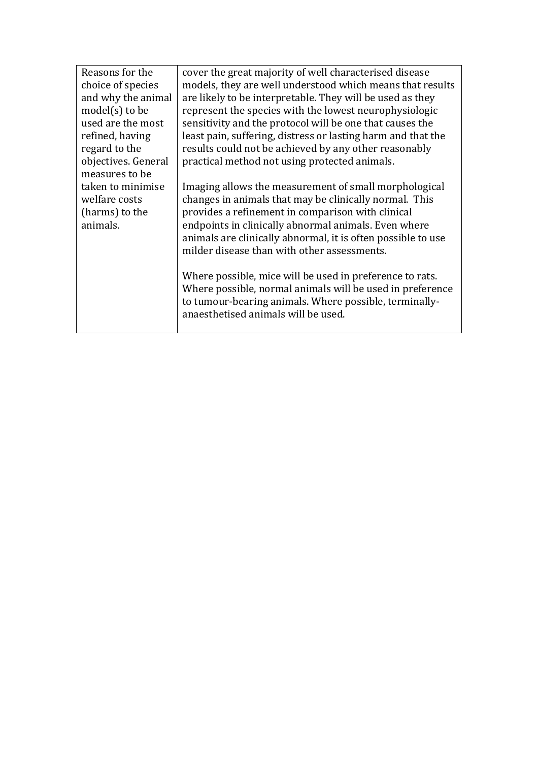| | |
|---|---|
| Reasons for the choice of species and why the animal model(s) to be used are the most refined, having regard to the objectives. General measures to be taken to minimise welfare costs (harms) to the animals. | cover the great majority of well characterised disease models, they are well understood which means that results are likely to be interpretable. They will be used as they represent the species with the lowest neurophysiologic sensitivity and the protocol will be one that causes the least pain, suffering, distress or lasting harm and that the results could not be achieved by any other reasonably practical method not using protected animals.<br><br>Imaging allows the measurement of small morphological changes in animals that may be clinically normal. This provides a refinement in comparison with clinical endpoints in clinically abnormal animals. Even where animals are clinically abnormal, it is often possible to use milder disease than with other assessments.<br><br>Where possible, mice will be used in preference to rats. Where possible, normal animals will be used in preference to tumour-bearing animals. Where possible, terminally-anaesthetised animals will be used. |